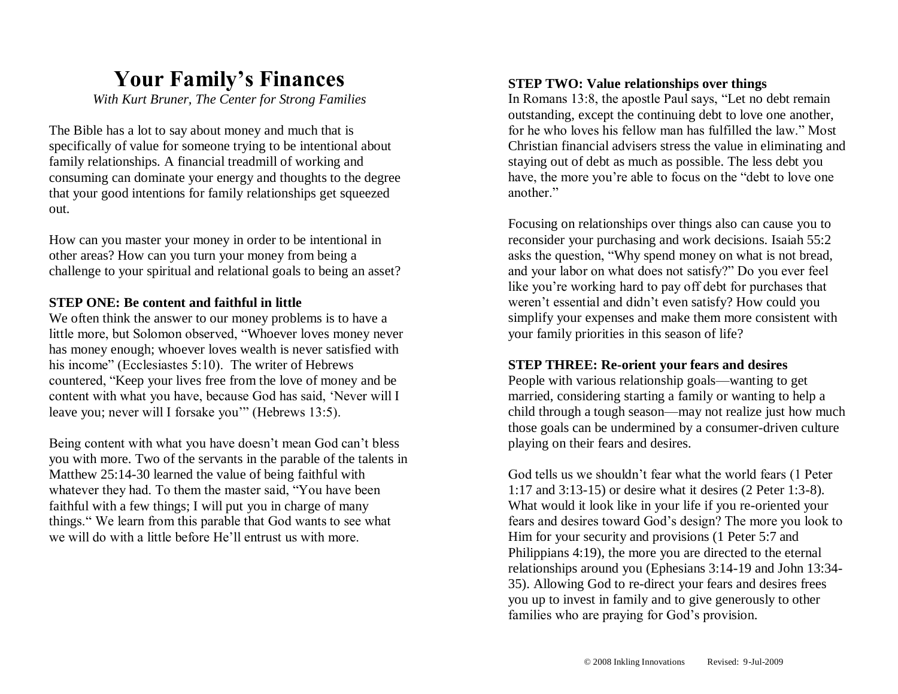# Your Family's Finances

*With Kurt Bruner, The Center for Strong Families*

The Bible has a lot to say about money and much that is specifically of value for someone trying to be intentional about family relationships. A financial treadmill of working and consuming can dominate your energy and thoughts to the degree that your good intentions for family relationships get squeezed out.

How can you master your money in order to be intentional in other areas? How can you turn your money from being a challenge to your spiritual and relational goals to being an asset?

**STEP ONE: Be content and faithful in little**

We often think the answer to our money problems is to have a little more, but Solomon observed, "Whoever loves money never has money enough; whoever loves wealth is never satisfied with his income" (Ecclesiastes 5:10). The writer of Hebrews countered, "Keep your lives free from the love of money and be content with what you have, because God has said, 'Never will I leave you; never will I forsake you'" (Hebrews 13:5).

Being content with what you have doesn't mean God can't bless you with more. Two of the servants in the parable of the talents in Matthew 25:14-30 learned the value of being faithful with whatever they had. To them the master said, "You have been faithful with a few things; I will put you in charge of many things." We learn from this parable that God wants to see what we will do with a little before He'll entrust us with more.

**STEP TWO: Value relationships over things**

In Romans 13:8, the apostle Paul says, "Let no debt remain outstanding, except the continuing debt to love one another, for he who loves his fellow man has fulfilled the law." Most Christian financial advisers stress the value in eliminating and staying out of debt as much as possible. The less debt you have, the more you're able to focus on the "debt to love one another."

Focusing on relationships over things also can cause you to reconsider your purchasing and work decisions. Isaiah 55:2 asks the question, "Why spend money on what is not bread, and your labor on what does not satisfy?" Do you ever feel like you're working hard to pay off debt for purchases that weren't essential and didn't even satisfy? How could you simplify your expenses and make them more consistent with your family priorities in this season of life?

**STEP THREE: Re-orient your fears and desires**

People with various relationship goals—wanting to get married, considering starting a family or wanting to help a child through a tough season—may not realize just how much those goals can be undermined by a consumer-driven culture playing on their fears and desires.

God tells us we shouldn't fear what the world fears (1 Peter 1:17 and 3:13-15) or desire what it desires (2 Peter 1:3-8). What would it look like in your life if you re-oriented your fears and desires toward God's design? The more you look to Him for your security and provisions (1 Peter 5:7 and Philippians 4:19), the more you are directed to the eternal relationships around you (Ephesians 3:14-19 and John 13:34-35). Allowing God to re-direct your fears and desires frees you up to invest in family and to give generously to other families who are praying for God's provision.

© 2008 Inkling Innovations Revised: 9-Jul-2009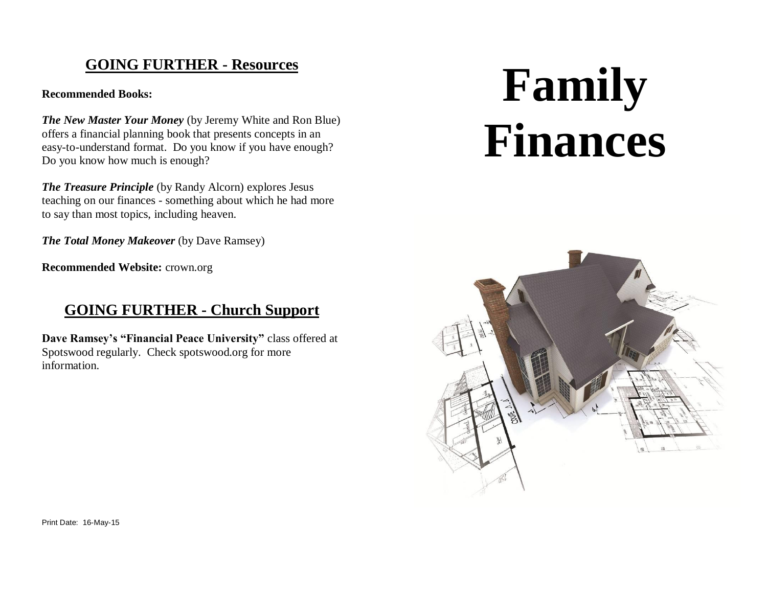## GOING FURTHER - Resources

**Recommended Books:**

***The New Master Your Money*** (by Jeremy White and Ron Blue) offers a financial planning book that presents concepts in an easy-to-understand format. Do you know if you have enough? Do you know how much is enough?

***The Treasure Principle*** (by Randy Alcorn) explores Jesus teaching on our finances - something about which he had more to say than most topics, including heaven.

***The Total Money Makeover*** (by Dave Ramsey)

**Recommended Website:** crown.org

## GOING FURTHER - Church Support

**Dave Ramsey's "Financial Peace University"** class offered at Spotswood regularly. Check spotswood.org for more information.

Print Date: 16-May-15

# Family Finances